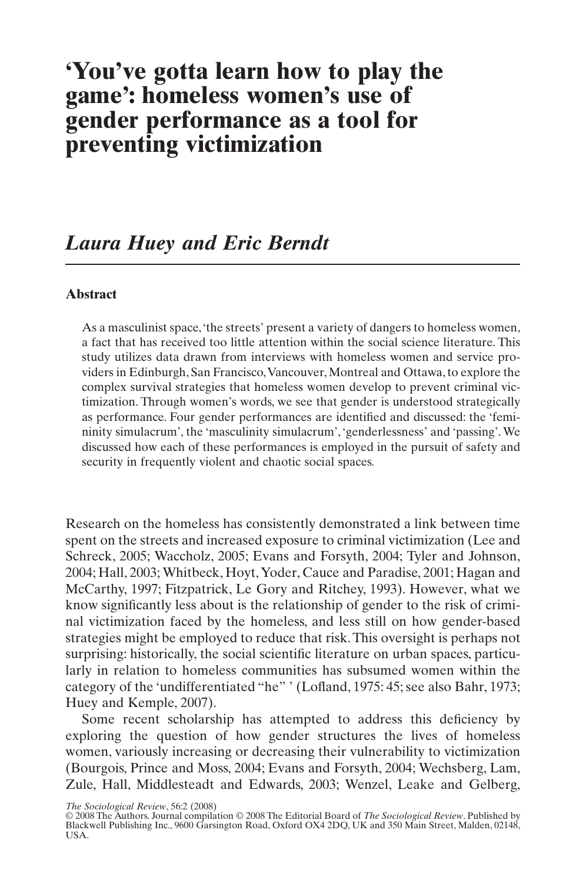# 'You've gotta learn how to play the game': homeless women's use of gender performance as a tool for preventing victimization

## *Laura Huey and Eric Berndt*

### Abstract

As a masculinist space, 'the streets' present a variety of dangers to homeless women, a fact that has received too little attention within the social science literature. This study utilizes data drawn from interviews with homeless women and service providers in Edinburgh, San Francisco, Vancouver, Montreal and Ottawa, to explore the complex survival strategies that homeless women develop to prevent criminal victimization. Through women's words, we see that gender is understood strategically as performance. Four gender performances are identified and discussed: the 'femininity simulacrum', the 'masculinity simulacrum', 'genderlessness' and 'passing'. We discussed how each of these performances is employed in the pursuit of safety and security in frequently violent and chaotic social spaces.

Research on the homeless has consistently demonstrated a link between time spent on the streets and increased exposure to criminal victimization (Lee and Schreck, 2005; Waccholz, 2005; Evans and Forsyth, 2004; Tyler and Johnson, 2004; Hall, 2003; Whitbeck, Hoyt, Yoder, Cauce and Paradise, 2001; Hagan and McCarthy, 1997; Fitzpatrick, Le Gory and Ritchey, 1993). However, what we know significantly less about is the relationship of gender to the risk of criminal victimization faced by the homeless, and less still on how gender-based strategies might be employed to reduce that risk. This oversight is perhaps not surprising: historically, the social scientific literature on urban spaces, particularly in relation to homeless communities has subsumed women within the category of the 'undifferentiated "he" ' (Lofland, 1975: 45; see also Bahr, 1973; Huey and Kemple, 2007).

Some recent scholarship has attempted to address this deficiency by exploring the question of how gender structures the lives of homeless women, variously increasing or decreasing their vulnerability to victimization (Bourgois, Prince and Moss, 2004; Evans and Forsyth, 2004; Wechsberg, Lam, Zule, Hall, Middlesteadt and Edwards, 2003; Wenzel, Leake and Gelberg,

*The Sociological Review*, 56:2 (2008)
© 2008 The Authors. Journal compilation © 2008 The Editorial Board of *The Sociological Review*. Published by Blackwell Publishing Inc., 9600 Garsington Road, Oxford OX4 2DQ, UK and 350 Main Street, Malden, 02148, USA.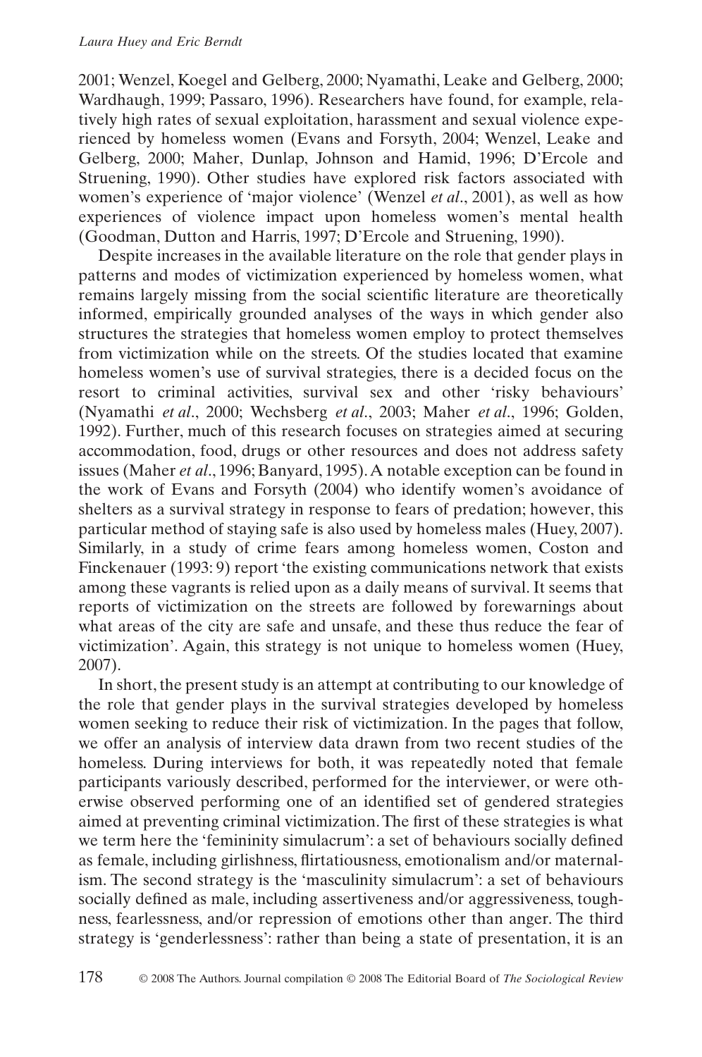2001; Wenzel, Koegel and Gelberg, 2000; Nyamathi, Leake and Gelberg, 2000; Wardhaugh, 1999; Passaro, 1996). Researchers have found, for example, relatively high rates of sexual exploitation, harassment and sexual violence experienced by homeless women (Evans and Forsyth, 2004; Wenzel, Leake and Gelberg, 2000; Maher, Dunlap, Johnson and Hamid, 1996; D'Ercole and Struening, 1990). Other studies have explored risk factors associated with women's experience of 'major violence' (Wenzel *et al*., 2001), as well as how experiences of violence impact upon homeless women's mental health (Goodman, Dutton and Harris, 1997; D'Ercole and Struening, 1990).

Despite increases in the available literature on the role that gender plays in patterns and modes of victimization experienced by homeless women, what remains largely missing from the social scientific literature are theoretically informed, empirically grounded analyses of the ways in which gender also structures the strategies that homeless women employ to protect themselves from victimization while on the streets. Of the studies located that examine homeless women's use of survival strategies, there is a decided focus on the resort to criminal activities, survival sex and other 'risky behaviours' (Nyamathi *et al*., 2000; Wechsberg *et al*., 2003; Maher *et al*., 1996; Golden, 1992). Further, much of this research focuses on strategies aimed at securing accommodation, food, drugs or other resources and does not address safety issues (Maher *et al*., 1996; Banyard, 1995). A notable exception can be found in the work of Evans and Forsyth (2004) who identify women's avoidance of shelters as a survival strategy in response to fears of predation; however, this particular method of staying safe is also used by homeless males (Huey, 2007). Similarly, in a study of crime fears among homeless women, Coston and Finckenauer (1993: 9) report 'the existing communications network that exists among these vagrants is relied upon as a daily means of survival. It seems that reports of victimization on the streets are followed by forewarnings about what areas of the city are safe and unsafe, and these thus reduce the fear of victimization'. Again, this strategy is not unique to homeless women (Huey, 2007).

In short, the present study is an attempt at contributing to our knowledge of the role that gender plays in the survival strategies developed by homeless women seeking to reduce their risk of victimization. In the pages that follow, we offer an analysis of interview data drawn from two recent studies of the homeless. During interviews for both, it was repeatedly noted that female participants variously described, performed for the interviewer, or were otherwise observed performing one of an identified set of gendered strategies aimed at preventing criminal victimization. The first of these strategies is what we term here the 'femininity simulacrum': a set of behaviours socially defined as female, including girlishness, flirtatiousness, emotionalism and/or maternalism. The second strategy is the 'masculinity simulacrum': a set of behaviours socially defined as male, including assertiveness and/or aggressiveness, toughness, fearlessness, and/or repression of emotions other than anger. The third strategy is 'genderlessness': rather than being a state of presentation, it is an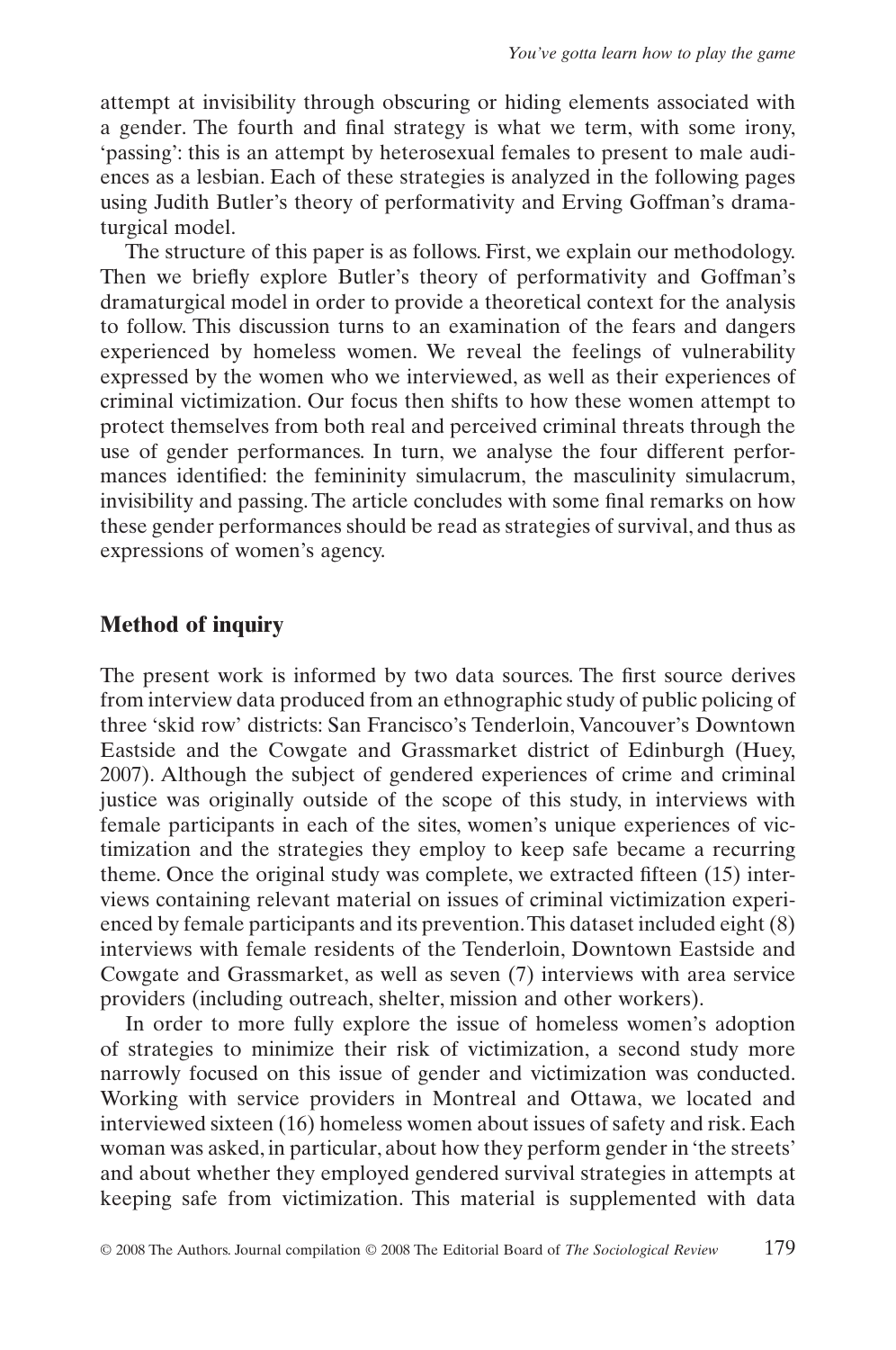attempt at invisibility through obscuring or hiding elements associated with a gender. The fourth and final strategy is what we term, with some irony, 'passing': this is an attempt by heterosexual females to present to male audiences as a lesbian. Each of these strategies is analyzed in the following pages using Judith Butler's theory of performativity and Erving Goffman's dramaturgical model.

The structure of this paper is as follows. First, we explain our methodology. Then we briefly explore Butler's theory of performativity and Goffman's dramaturgical model in order to provide a theoretical context for the analysis to follow. This discussion turns to an examination of the fears and dangers experienced by homeless women. We reveal the feelings of vulnerability expressed by the women who we interviewed, as well as their experiences of criminal victimization. Our focus then shifts to how these women attempt to protect themselves from both real and perceived criminal threats through the use of gender performances. In turn, we analyse the four different performances identified: the femininity simulacrum, the masculinity simulacrum, invisibility and passing. The article concludes with some final remarks on how these gender performances should be read as strategies of survival, and thus as expressions of women's agency.

## Method of inquiry

The present work is informed by two data sources. The first source derives from interview data produced from an ethnographic study of public policing of three 'skid row' districts: San Francisco's Tenderloin, Vancouver's Downtown Eastside and the Cowgate and Grassmarket district of Edinburgh (Huey, 2007). Although the subject of gendered experiences of crime and criminal justice was originally outside of the scope of this study, in interviews with female participants in each of the sites, women's unique experiences of victimization and the strategies they employ to keep safe became a recurring theme. Once the original study was complete, we extracted fifteen (15) interviews containing relevant material on issues of criminal victimization experienced by female participants and its prevention. This dataset included eight (8) interviews with female residents of the Tenderloin, Downtown Eastside and Cowgate and Grassmarket, as well as seven (7) interviews with area service providers (including outreach, shelter, mission and other workers).

In order to more fully explore the issue of homeless women's adoption of strategies to minimize their risk of victimization, a second study more narrowly focused on this issue of gender and victimization was conducted. Working with service providers in Montreal and Ottawa, we located and interviewed sixteen (16) homeless women about issues of safety and risk. Each woman was asked, in particular, about how they perform gender in 'the streets' and about whether they employed gendered survival strategies in attempts at keeping safe from victimization. This material is supplemented with data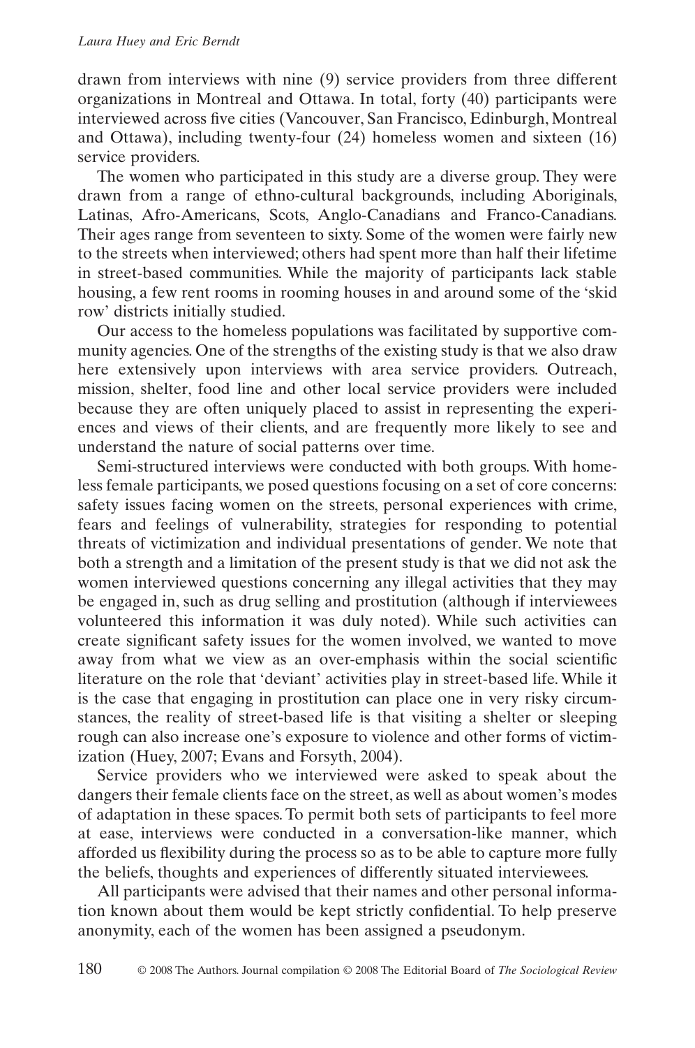drawn from interviews with nine (9) service providers from three different organizations in Montreal and Ottawa. In total, forty (40) participants were interviewed across five cities (Vancouver, San Francisco, Edinburgh, Montreal and Ottawa), including twenty-four (24) homeless women and sixteen (16) service providers.

The women who participated in this study are a diverse group. They were drawn from a range of ethno-cultural backgrounds, including Aboriginals, Latinas, Afro-Americans, Scots, Anglo-Canadians and Franco-Canadians. Their ages range from seventeen to sixty. Some of the women were fairly new to the streets when interviewed; others had spent more than half their lifetime in street-based communities. While the majority of participants lack stable housing, a few rent rooms in rooming houses in and around some of the 'skid row' districts initially studied.

Our access to the homeless populations was facilitated by supportive community agencies. One of the strengths of the existing study is that we also draw here extensively upon interviews with area service providers. Outreach, mission, shelter, food line and other local service providers were included because they are often uniquely placed to assist in representing the experiences and views of their clients, and are frequently more likely to see and understand the nature of social patterns over time.

Semi-structured interviews were conducted with both groups. With homeless female participants, we posed questions focusing on a set of core concerns: safety issues facing women on the streets, personal experiences with crime, fears and feelings of vulnerability, strategies for responding to potential threats of victimization and individual presentations of gender. We note that both a strength and a limitation of the present study is that we did not ask the women interviewed questions concerning any illegal activities that they may be engaged in, such as drug selling and prostitution (although if interviewees volunteered this information it was duly noted). While such activities can create significant safety issues for the women involved, we wanted to move away from what we view as an over-emphasis within the social scientific literature on the role that 'deviant' activities play in street-based life. While it is the case that engaging in prostitution can place one in very risky circumstances, the reality of street-based life is that visiting a shelter or sleeping rough can also increase one's exposure to violence and other forms of victimization (Huey, 2007; Evans and Forsyth, 2004).

Service providers who we interviewed were asked to speak about the dangers their female clients face on the street, as well as about women's modes of adaptation in these spaces. To permit both sets of participants to feel more at ease, interviews were conducted in a conversation-like manner, which afforded us flexibility during the process so as to be able to capture more fully the beliefs, thoughts and experiences of differently situated interviewees.

All participants were advised that their names and other personal information known about them would be kept strictly confidential. To help preserve anonymity, each of the women has been assigned a pseudonym.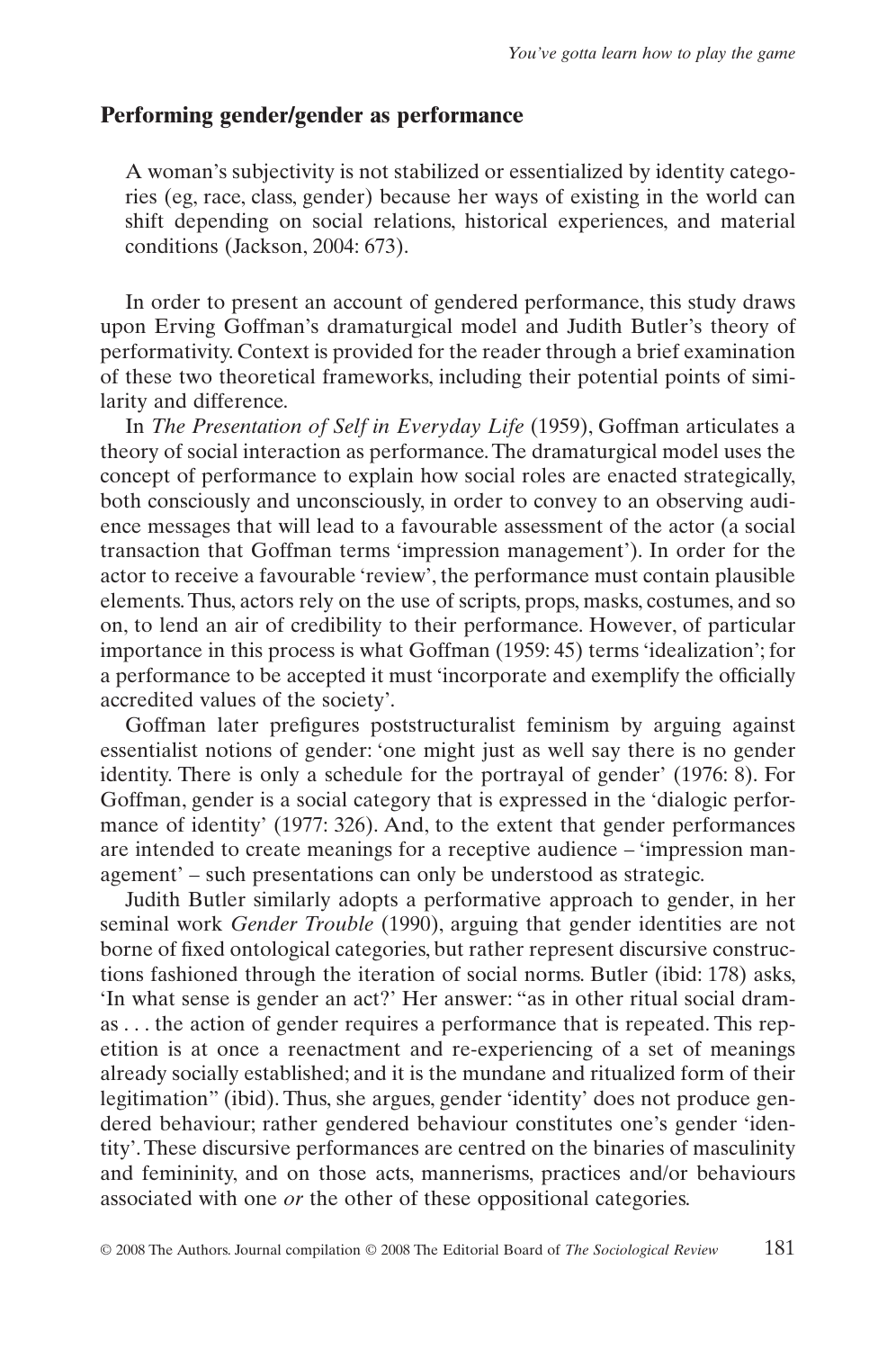## Performing gender/gender as performance

> A woman's subjectivity is not stabilized or essentialized by identity categories (eg, race, class, gender) because her ways of existing in the world can shift depending on social relations, historical experiences, and material conditions (Jackson, 2004: 673).

In order to present an account of gendered performance, this study draws upon Erving Goffman's dramaturgical model and Judith Butler's theory of performativity. Context is provided for the reader through a brief examination of these two theoretical frameworks, including their potential points of similarity and difference.

In *The Presentation of Self in Everyday Life* (1959), Goffman articulates a theory of social interaction as performance. The dramaturgical model uses the concept of performance to explain how social roles are enacted strategically, both consciously and unconsciously, in order to convey to an observing audience messages that will lead to a favourable assessment of the actor (a social transaction that Goffman terms 'impression management'). In order for the actor to receive a favourable 'review', the performance must contain plausible elements. Thus, actors rely on the use of scripts, props, masks, costumes, and so on, to lend an air of credibility to their performance. However, of particular importance in this process is what Goffman (1959: 45) terms 'idealization'; for a performance to be accepted it must 'incorporate and exemplify the officially accredited values of the society'.

Goffman later prefigures poststructuralist feminism by arguing against essentialist notions of gender: 'one might just as well say there is no gender identity. There is only a schedule for the portrayal of gender' (1976: 8). For Goffman, gender is a social category that is expressed in the 'dialogic performance of identity' (1977: 326). And, to the extent that gender performances are intended to create meanings for a receptive audience – 'impression management' – such presentations can only be understood as strategic.

Judith Butler similarly adopts a performative approach to gender, in her seminal work *Gender Trouble* (1990), arguing that gender identities are not borne of fixed ontological categories, but rather represent discursive constructions fashioned through the iteration of social norms. Butler (ibid: 178) asks, 'In what sense is gender an act?' Her answer: "as in other ritual social dramas . . . the action of gender requires a performance that is repeated. This repetition is at once a reenactment and re-experiencing of a set of meanings already socially established; and it is the mundane and ritualized form of their legitimation" (ibid). Thus, she argues, gender 'identity' does not produce gendered behaviour; rather gendered behaviour constitutes one's gender 'identity'. These discursive performances are centred on the binaries of masculinity and femininity, and on those acts, mannerisms, practices and/or behaviours associated with one *or* the other of these oppositional categories.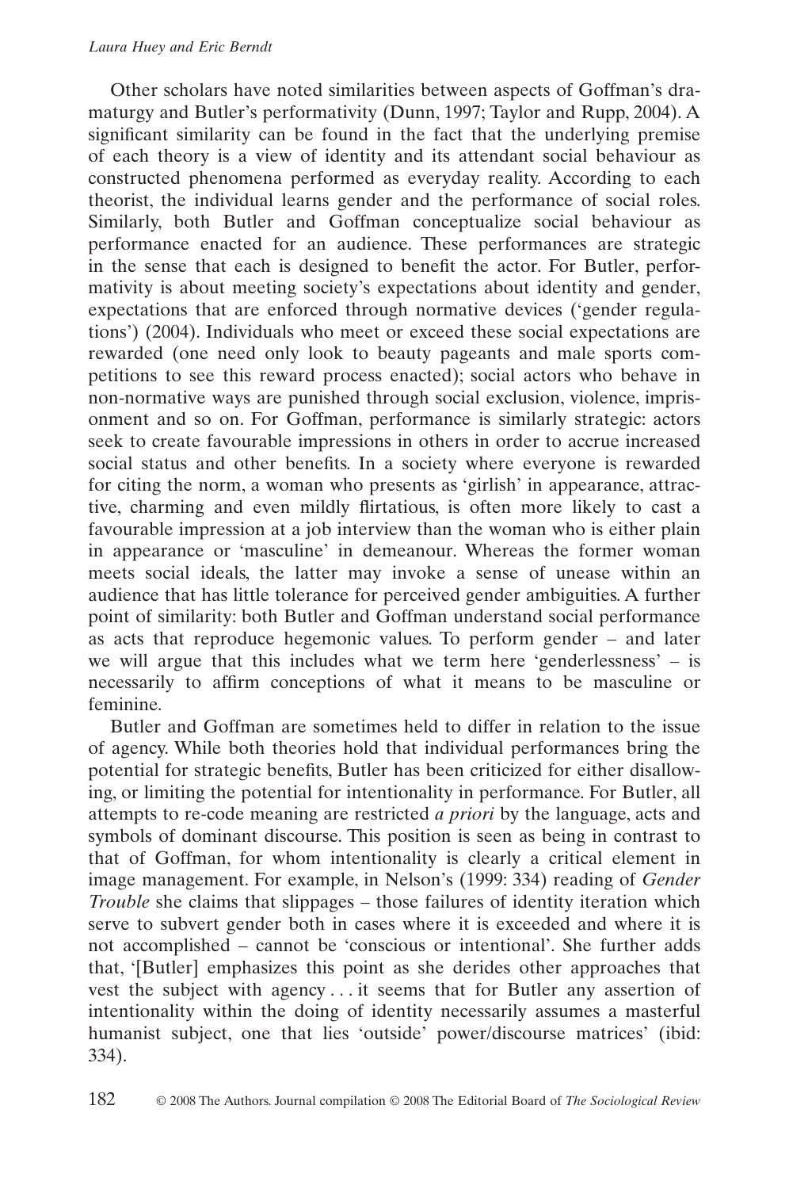Other scholars have noted similarities between aspects of Goffman's dramaturgy and Butler's performativity (Dunn, 1997; Taylor and Rupp, 2004). A significant similarity can be found in the fact that the underlying premise of each theory is a view of identity and its attendant social behaviour as constructed phenomena performed as everyday reality. According to each theorist, the individual learns gender and the performance of social roles. Similarly, both Butler and Goffman conceptualize social behaviour as performance enacted for an audience. These performances are strategic in the sense that each is designed to benefit the actor. For Butler, performativity is about meeting society's expectations about identity and gender, expectations that are enforced through normative devices ('gender regulations') (2004). Individuals who meet or exceed these social expectations are rewarded (one need only look to beauty pageants and male sports competitions to see this reward process enacted); social actors who behave in non-normative ways are punished through social exclusion, violence, imprisonment and so on. For Goffman, performance is similarly strategic: actors seek to create favourable impressions in others in order to accrue increased social status and other benefits. In a society where everyone is rewarded for citing the norm, a woman who presents as 'girlish' in appearance, attractive, charming and even mildly flirtatious, is often more likely to cast a favourable impression at a job interview than the woman who is either plain in appearance or 'masculine' in demeanour. Whereas the former woman meets social ideals, the latter may invoke a sense of unease within an audience that has little tolerance for perceived gender ambiguities. A further point of similarity: both Butler and Goffman understand social performance as acts that reproduce hegemonic values. To perform gender – and later we will argue that this includes what we term here 'genderlessness' – is necessarily to affirm conceptions of what it means to be masculine or feminine.

Butler and Goffman are sometimes held to differ in relation to the issue of agency. While both theories hold that individual performances bring the potential for strategic benefits, Butler has been criticized for either disallowing, or limiting the potential for intentionality in performance. For Butler, all attempts to re-code meaning are restricted *a priori* by the language, acts and symbols of dominant discourse. This position is seen as being in contrast to that of Goffman, for whom intentionality is clearly a critical element in image management. For example, in Nelson's (1999: 334) reading of *Gender Trouble* she claims that slippages – those failures of identity iteration which serve to subvert gender both in cases where it is exceeded and where it is not accomplished – cannot be 'conscious or intentional'. She further adds that, '[Butler] emphasizes this point as she derides other approaches that vest the subject with agency . . . it seems that for Butler any assertion of intentionality within the doing of identity necessarily assumes a masterful humanist subject, one that lies 'outside' power/discourse matrices' (ibid: 334).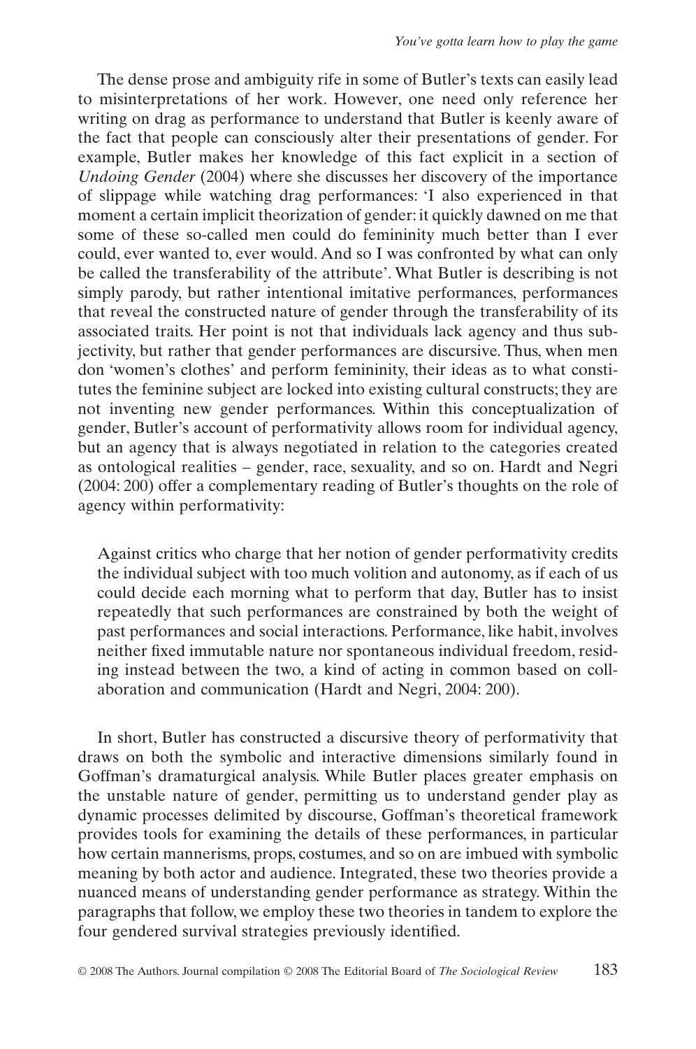The dense prose and ambiguity rife in some of Butler's texts can easily lead to misinterpretations of her work. However, one need only reference her writing on drag as performance to understand that Butler is keenly aware of the fact that people can consciously alter their presentations of gender. For example, Butler makes her knowledge of this fact explicit in a section of *Undoing Gender* (2004) where she discusses her discovery of the importance of slippage while watching drag performances: 'I also experienced in that moment a certain implicit theorization of gender: it quickly dawned on me that some of these so-called men could do femininity much better than I ever could, ever wanted to, ever would. And so I was confronted by what can only be called the transferability of the attribute'. What Butler is describing is not simply parody, but rather intentional imitative performances, performances that reveal the constructed nature of gender through the transferability of its associated traits. Her point is not that individuals lack agency and thus subjectivity, but rather that gender performances are discursive. Thus, when men don 'women's clothes' and perform femininity, their ideas as to what constitutes the feminine subject are locked into existing cultural constructs; they are not inventing new gender performances. Within this conceptualization of gender, Butler's account of performativity allows room for individual agency, but an agency that is always negotiated in relation to the categories created as ontological realities – gender, race, sexuality, and so on. Hardt and Negri (2004: 200) offer a complementary reading of Butler's thoughts on the role of agency within performativity:

> Against critics who charge that her notion of gender performativity credits the individual subject with too much volition and autonomy, as if each of us could decide each morning what to perform that day, Butler has to insist repeatedly that such performances are constrained by both the weight of past performances and social interactions. Performance, like habit, involves neither fixed immutable nature nor spontaneous individual freedom, residing instead between the two, a kind of acting in common based on collaboration and communication (Hardt and Negri, 2004: 200).

In short, Butler has constructed a discursive theory of performativity that draws on both the symbolic and interactive dimensions similarly found in Goffman's dramaturgical analysis. While Butler places greater emphasis on the unstable nature of gender, permitting us to understand gender play as dynamic processes delimited by discourse, Goffman's theoretical framework provides tools for examining the details of these performances, in particular how certain mannerisms, props, costumes, and so on are imbued with symbolic meaning by both actor and audience. Integrated, these two theories provide a nuanced means of understanding gender performance as strategy. Within the paragraphs that follow, we employ these two theories in tandem to explore the four gendered survival strategies previously identified.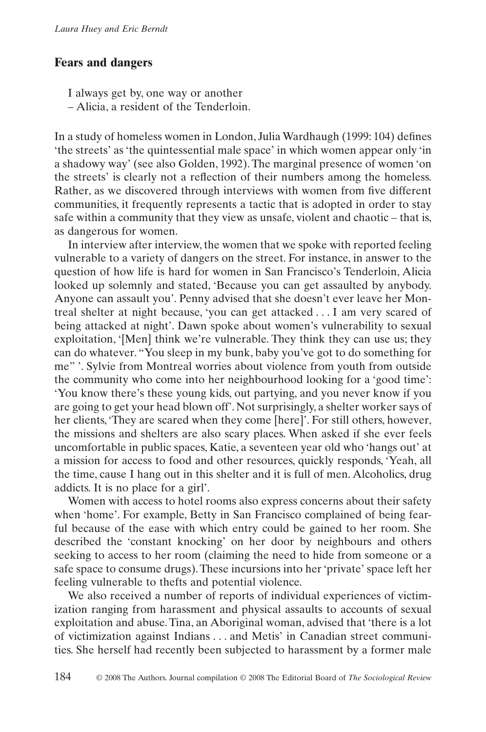## Fears and dangers

I always get by, one way or another
– Alicia, a resident of the Tenderloin.

In a study of homeless women in London, Julia Wardhaugh (1999: 104) defines 'the streets' as 'the quintessential male space' in which women appear only 'in a shadowy way' (see also Golden, 1992). The marginal presence of women 'on the streets' is clearly not a reflection of their numbers among the homeless. Rather, as we discovered through interviews with women from five different communities, it frequently represents a tactic that is adopted in order to stay safe within a community that they view as unsafe, violent and chaotic – that is, as dangerous for women.

In interview after interview, the women that we spoke with reported feeling vulnerable to a variety of dangers on the street. For instance, in answer to the question of how life is hard for women in San Francisco's Tenderloin, Alicia looked up solemnly and stated, 'Because you can get assaulted by anybody. Anyone can assault you'. Penny advised that she doesn't ever leave her Montreal shelter at night because, 'you can get attacked . . . I am very scared of being attacked at night'. Dawn spoke about women's vulnerability to sexual exploitation, '[Men] think we're vulnerable. They think they can use us; they can do whatever. "You sleep in my bunk, baby you've got to do something for me" '. Sylvie from Montreal worries about violence from youth from outside the community who come into her neighbourhood looking for a 'good time': 'You know there's these young kids, out partying, and you never know if you are going to get your head blown off'. Not surprisingly, a shelter worker says of her clients, 'They are scared when they come [here]'. For still others, however, the missions and shelters are also scary places. When asked if she ever feels uncomfortable in public spaces, Katie, a seventeen year old who 'hangs out' at a mission for access to food and other resources, quickly responds, 'Yeah, all the time, cause I hang out in this shelter and it is full of men. Alcoholics, drug addicts. It is no place for a girl'.

Women with access to hotel rooms also express concerns about their safety when 'home'. For example, Betty in San Francisco complained of being fearful because of the ease with which entry could be gained to her room. She described the 'constant knocking' on her door by neighbours and others seeking to access to her room (claiming the need to hide from someone or a safe space to consume drugs). These incursions into her 'private' space left her feeling vulnerable to thefts and potential violence.

We also received a number of reports of individual experiences of victimization ranging from harassment and physical assaults to accounts of sexual exploitation and abuse. Tina, an Aboriginal woman, advised that 'there is a lot of victimization against Indians . . . and Metis' in Canadian street communities. She herself had recently been subjected to harassment by a former male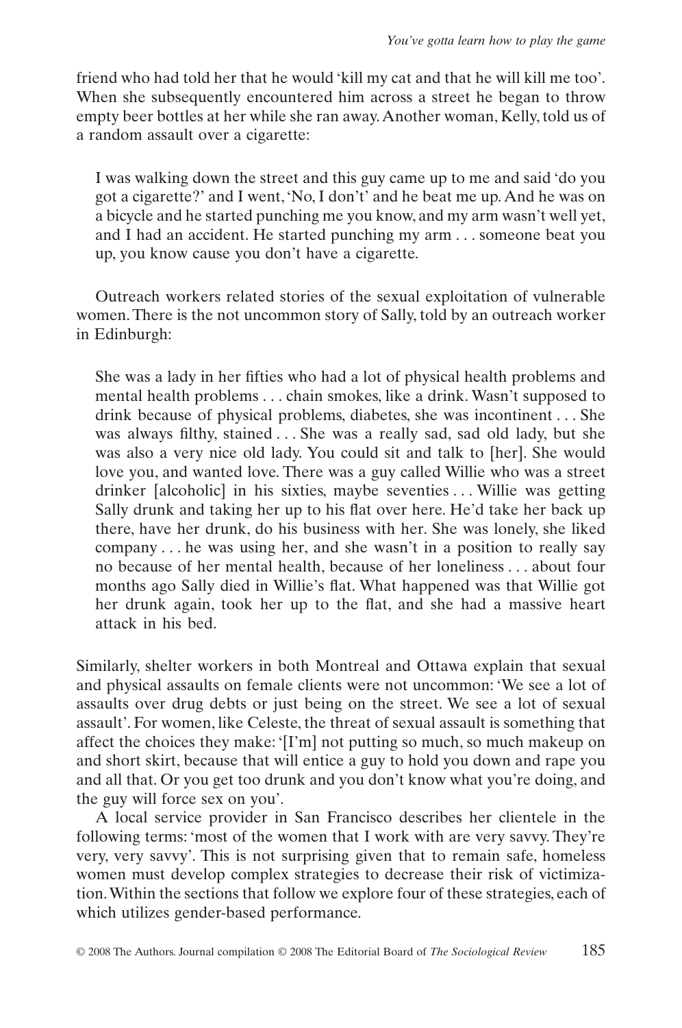friend who had told her that he would 'kill my cat and that he will kill me too'. When she subsequently encountered him across a street he began to throw empty beer bottles at her while she ran away. Another woman, Kelly, told us of a random assault over a cigarette:

> I was walking down the street and this guy came up to me and said 'do you got a cigarette?' and I went, 'No, I don't' and he beat me up. And he was on a bicycle and he started punching me you know, and my arm wasn't well yet, and I had an accident. He started punching my arm . . . someone beat you up, you know cause you don't have a cigarette.

Outreach workers related stories of the sexual exploitation of vulnerable women. There is the not uncommon story of Sally, told by an outreach worker in Edinburgh:

> She was a lady in her fifties who had a lot of physical health problems and mental health problems . . . chain smokes, like a drink. Wasn't supposed to drink because of physical problems, diabetes, she was incontinent . . . She was always filthy, stained . . . She was a really sad, sad old lady, but she was also a very nice old lady. You could sit and talk to [her]. She would love you, and wanted love. There was a guy called Willie who was a street drinker [alcoholic] in his sixties, maybe seventies . . . Willie was getting Sally drunk and taking her up to his flat over here. He'd take her back up there, have her drunk, do his business with her. She was lonely, she liked company . . . he was using her, and she wasn't in a position to really say no because of her mental health, because of her loneliness . . . about four months ago Sally died in Willie's flat. What happened was that Willie got her drunk again, took her up to the flat, and she had a massive heart attack in his bed.

Similarly, shelter workers in both Montreal and Ottawa explain that sexual and physical assaults on female clients were not uncommon: 'We see a lot of assaults over drug debts or just being on the street. We see a lot of sexual assault'. For women, like Celeste, the threat of sexual assault is something that affect the choices they make: '[I'm] not putting so much, so much makeup on and short skirt, because that will entice a guy to hold you down and rape you and all that. Or you get too drunk and you don't know what you're doing, and the guy will force sex on you'.

A local service provider in San Francisco describes her clientele in the following terms: 'most of the women that I work with are very savvy. They're very, very savvy'. This is not surprising given that to remain safe, homeless women must develop complex strategies to decrease their risk of victimization. Within the sections that follow we explore four of these strategies, each of which utilizes gender-based performance.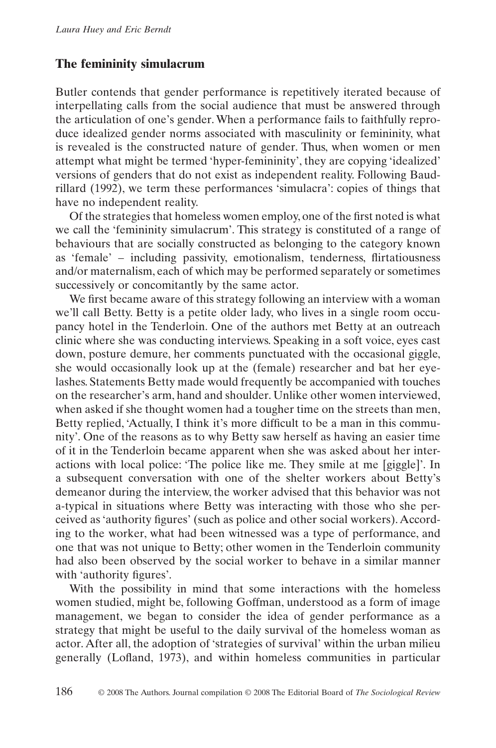## The femininity simulacrum

Butler contends that gender performance is repetitively iterated because of interpellating calls from the social audience that must be answered through the articulation of one's gender. When a performance fails to faithfully reproduce idealized gender norms associated with masculinity or femininity, what is revealed is the constructed nature of gender. Thus, when women or men attempt what might be termed 'hyper-femininity', they are copying 'idealized' versions of genders that do not exist as independent reality. Following Baudrillard (1992), we term these performances 'simulacra': copies of things that have no independent reality.

Of the strategies that homeless women employ, one of the first noted is what we call the 'femininity simulacrum'. This strategy is constituted of a range of behaviours that are socially constructed as belonging to the category known as 'female' – including passivity, emotionalism, tenderness, flirtatiousness and/or maternalism, each of which may be performed separately or sometimes successively or concomitantly by the same actor.

We first became aware of this strategy following an interview with a woman we'll call Betty. Betty is a petite older lady, who lives in a single room occupancy hotel in the Tenderloin. One of the authors met Betty at an outreach clinic where she was conducting interviews. Speaking in a soft voice, eyes cast down, posture demure, her comments punctuated with the occasional giggle, she would occasionally look up at the (female) researcher and bat her eyelashes. Statements Betty made would frequently be accompanied with touches on the researcher's arm, hand and shoulder. Unlike other women interviewed, when asked if she thought women had a tougher time on the streets than men, Betty replied, 'Actually, I think it's more difficult to be a man in this community'. One of the reasons as to why Betty saw herself as having an easier time of it in the Tenderloin became apparent when she was asked about her interactions with local police: 'The police like me. They smile at me [giggle]'. In a subsequent conversation with one of the shelter workers about Betty's demeanor during the interview, the worker advised that this behavior was not a-typical in situations where Betty was interacting with those who she perceived as 'authority figures' (such as police and other social workers). According to the worker, what had been witnessed was a type of performance, and one that was not unique to Betty; other women in the Tenderloin community had also been observed by the social worker to behave in a similar manner with 'authority figures'.

With the possibility in mind that some interactions with the homeless women studied, might be, following Goffman, understood as a form of image management, we began to consider the idea of gender performance as a strategy that might be useful to the daily survival of the homeless woman as actor. After all, the adoption of 'strategies of survival' within the urban milieu generally (Lofland, 1973), and within homeless communities in particular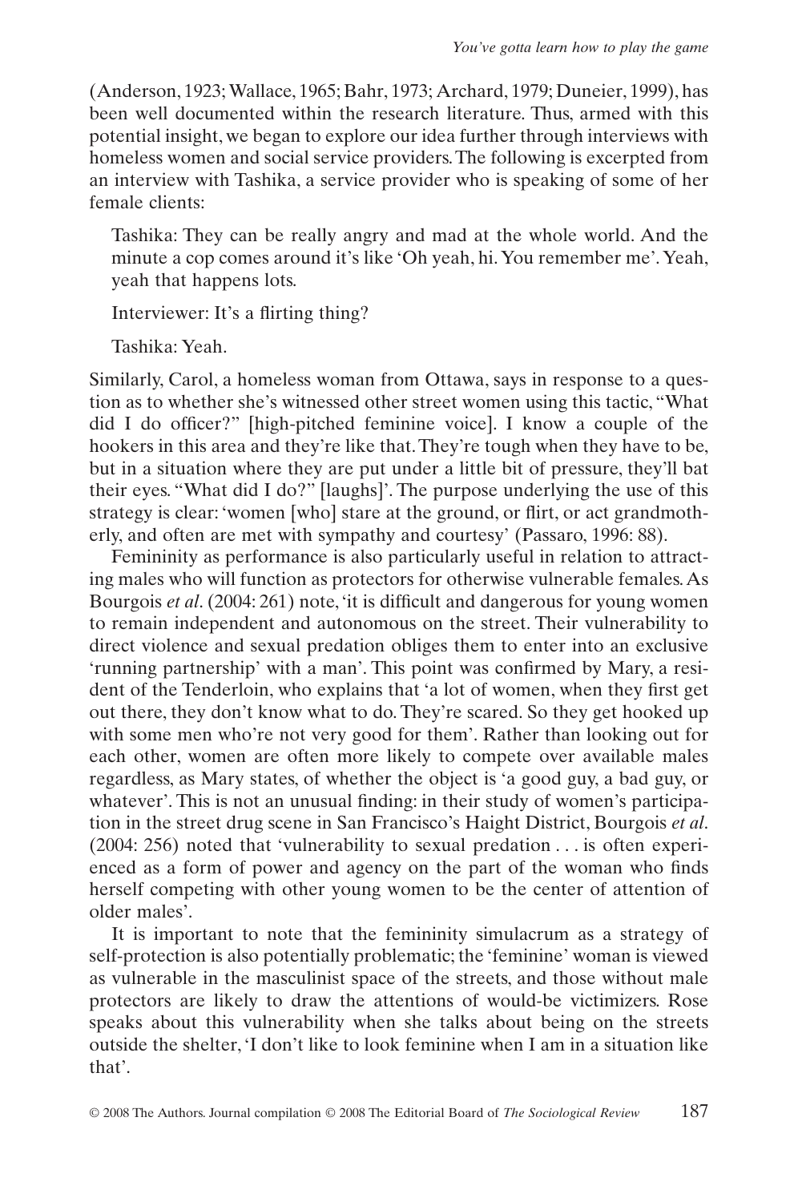(Anderson, 1923; Wallace, 1965; Bahr, 1973; Archard, 1979; Duneier, 1999), has been well documented within the research literature. Thus, armed with this potential insight, we began to explore our idea further through interviews with homeless women and social service providers. The following is excerpted from an interview with Tashika, a service provider who is speaking of some of her female clients:

> Tashika: They can be really angry and mad at the whole world. And the minute a cop comes around it's like 'Oh yeah, hi. You remember me'. Yeah, yeah that happens lots.
>
> Interviewer: It's a flirting thing?
>
> Tashika: Yeah.

Similarly, Carol, a homeless woman from Ottawa, says in response to a question as to whether she's witnessed other street women using this tactic, "What did I do officer?" [high-pitched feminine voice]. I know a couple of the hookers in this area and they're like that. They're tough when they have to be, but in a situation where they are put under a little bit of pressure, they'll bat their eyes. "What did I do?" [laughs]'. The purpose underlying the use of this strategy is clear: 'women [who] stare at the ground, or flirt, or act grandmotherly, and often are met with sympathy and courtesy' (Passaro, 1996: 88).

Femininity as performance is also particularly useful in relation to attracting males who will function as protectors for otherwise vulnerable females. As Bourgois *et al*. (2004: 261) note, 'it is difficult and dangerous for young women to remain independent and autonomous on the street. Their vulnerability to direct violence and sexual predation obliges them to enter into an exclusive 'running partnership' with a man'. This point was confirmed by Mary, a resident of the Tenderloin, who explains that 'a lot of women, when they first get out there, they don't know what to do. They're scared. So they get hooked up with some men who're not very good for them'. Rather than looking out for each other, women are often more likely to compete over available males regardless, as Mary states, of whether the object is 'a good guy, a bad guy, or whatever'. This is not an unusual finding: in their study of women's participation in the street drug scene in San Francisco's Haight District, Bourgois *et al*. (2004: 256) noted that 'vulnerability to sexual predation . . . is often experienced as a form of power and agency on the part of the woman who finds herself competing with other young women to be the center of attention of older males'.

It is important to note that the femininity simulacrum as a strategy of self-protection is also potentially problematic; the 'feminine' woman is viewed as vulnerable in the masculinist space of the streets, and those without male protectors are likely to draw the attentions of would-be victimizers. Rose speaks about this vulnerability when she talks about being on the streets outside the shelter, 'I don't like to look feminine when I am in a situation like that'.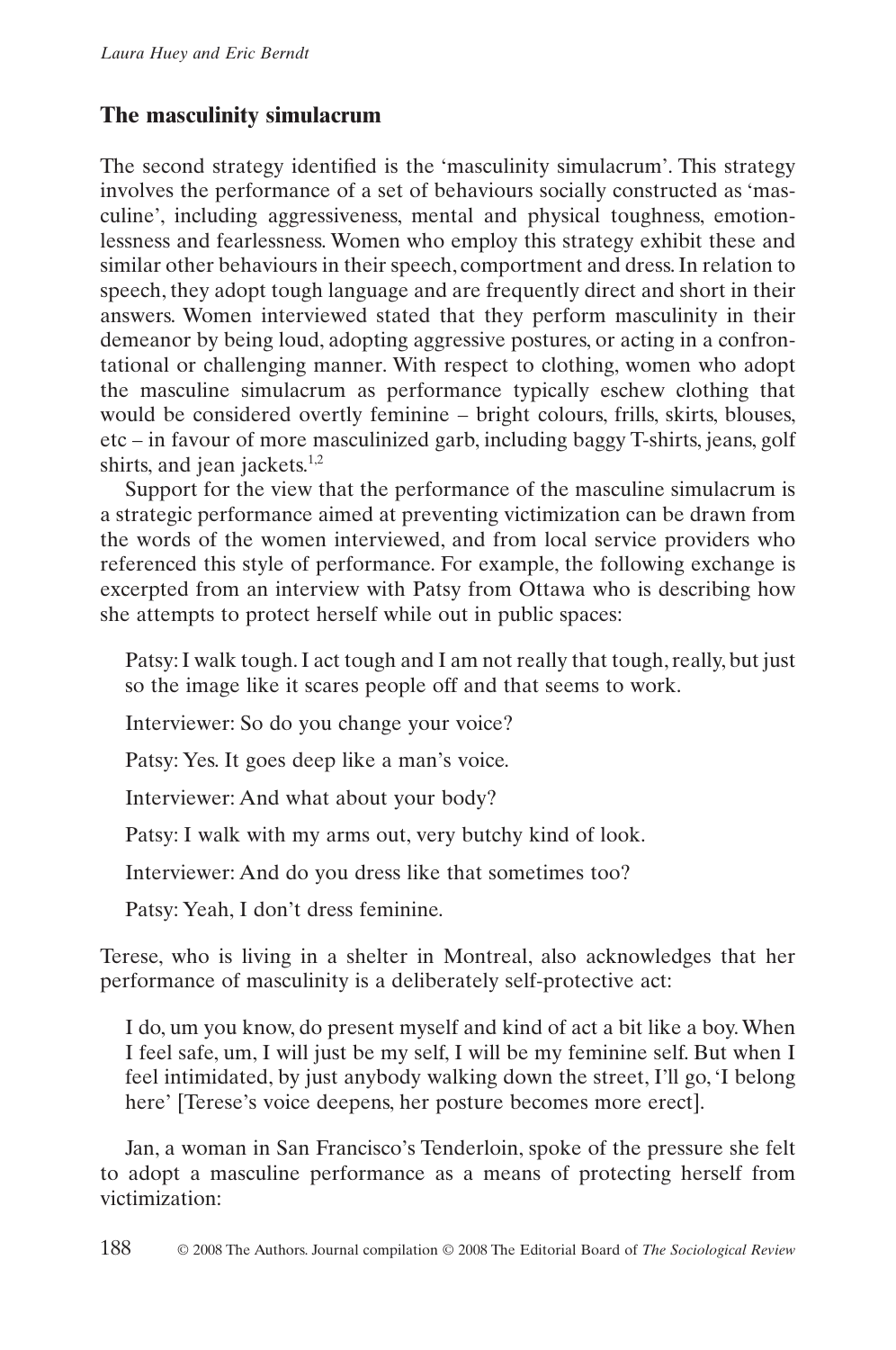## The masculinity simulacrum

The second strategy identified is the 'masculinity simulacrum'. This strategy involves the performance of a set of behaviours socially constructed as 'masculine', including aggressiveness, mental and physical toughness, emotionlessness and fearlessness. Women who employ this strategy exhibit these and similar other behaviours in their speech, comportment and dress. In relation to speech, they adopt tough language and are frequently direct and short in their answers. Women interviewed stated that they perform masculinity in their demeanor by being loud, adopting aggressive postures, or acting in a confrontational or challenging manner. With respect to clothing, women who adopt the masculine simulacrum as performance typically eschew clothing that would be considered overtly feminine – bright colours, frills, skirts, blouses, etc – in favour of more masculinized garb, including baggy T-shirts, jeans, golf shirts, and jean jackets.[1,2]

Support for the view that the performance of the masculine simulacrum is a strategic performance aimed at preventing victimization can be drawn from the words of the women interviewed, and from local service providers who referenced this style of performance. For example, the following exchange is excerpted from an interview with Patsy from Ottawa who is describing how she attempts to protect herself while out in public spaces:

> Patsy: I walk tough. I act tough and I am not really that tough, really, but just so the image like it scares people off and that seems to work.
>
> Interviewer: So do you change your voice?
>
> Patsy: Yes. It goes deep like a man's voice.
>
> Interviewer: And what about your body?
>
> Patsy: I walk with my arms out, very butchy kind of look.
>
> Interviewer: And do you dress like that sometimes too?
>
> Patsy: Yeah, I don't dress feminine.

Terese, who is living in a shelter in Montreal, also acknowledges that her performance of masculinity is a deliberately self-protective act:

> I do, um you know, do present myself and kind of act a bit like a boy. When I feel safe, um, I will just be my self, I will be my feminine self. But when I feel intimidated, by just anybody walking down the street, I'll go, 'I belong here' [Terese's voice deepens, her posture becomes more erect].

Jan, a woman in San Francisco's Tenderloin, spoke of the pressure she felt to adopt a masculine performance as a means of protecting herself from victimization: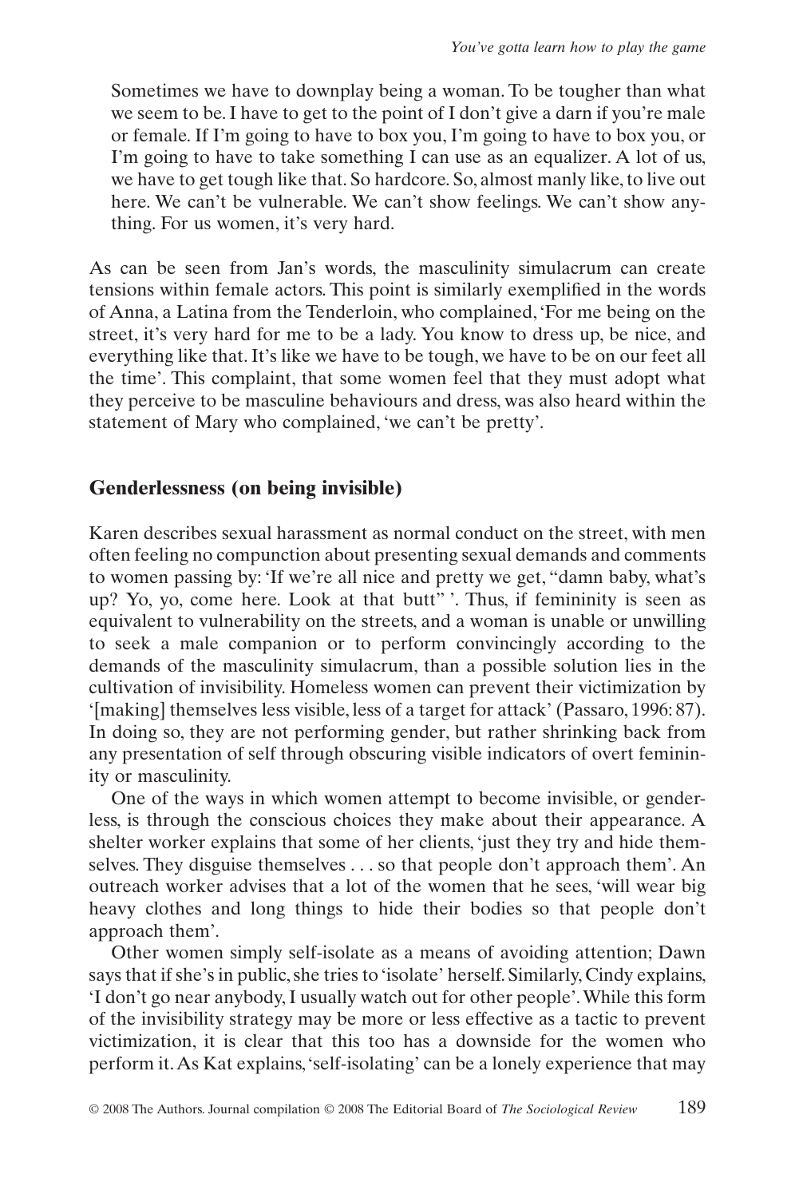> Sometimes we have to downplay being a woman. To be tougher than what we seem to be. I have to get to the point of I don't give a darn if you're male or female. If I'm going to have to box you, I'm going to have to box you, or I'm going to have to take something I can use as an equalizer. A lot of us, we have to get tough like that. So hardcore. So, almost manly like, to live out here. We can't be vulnerable. We can't show feelings. We can't show anything. For us women, it's very hard.

As can be seen from Jan's words, the masculinity simulacrum can create tensions within female actors. This point is similarly exemplified in the words of Anna, a Latina from the Tenderloin, who complained, 'For me being on the street, it's very hard for me to be a lady. You know to dress up, be nice, and everything like that. It's like we have to be tough, we have to be on our feet all the time'. This complaint, that some women feel that they must adopt what they perceive to be masculine behaviours and dress, was also heard within the statement of Mary who complained, 'we can't be pretty'.

## Genderlessness (on being invisible)

Karen describes sexual harassment as normal conduct on the street, with men often feeling no compunction about presenting sexual demands and comments to women passing by: 'If we're all nice and pretty we get, "damn baby, what's up? Yo, yo, come here. Look at that butt" '. Thus, if femininity is seen as equivalent to vulnerability on the streets, and a woman is unable or unwilling to seek a male companion or to perform convincingly according to the demands of the masculinity simulacrum, than a possible solution lies in the cultivation of invisibility. Homeless women can prevent their victimization by '[making] themselves less visible, less of a target for attack' (Passaro, 1996: 87). In doing so, they are not performing gender, but rather shrinking back from any presentation of self through obscuring visible indicators of overt femininity or masculinity.

One of the ways in which women attempt to become invisible, or genderless, is through the conscious choices they make about their appearance. A shelter worker explains that some of her clients, 'just they try and hide themselves. They disguise themselves . . . so that people don't approach them'. An outreach worker advises that a lot of the women that he sees, 'will wear big heavy clothes and long things to hide their bodies so that people don't approach them'.

Other women simply self-isolate as a means of avoiding attention; Dawn says that if she's in public, she tries to 'isolate' herself. Similarly, Cindy explains, 'I don't go near anybody, I usually watch out for other people'. While this form of the invisibility strategy may be more or less effective as a tactic to prevent victimization, it is clear that this too has a downside for the women who perform it. As Kat explains, 'self-isolating' can be a lonely experience that may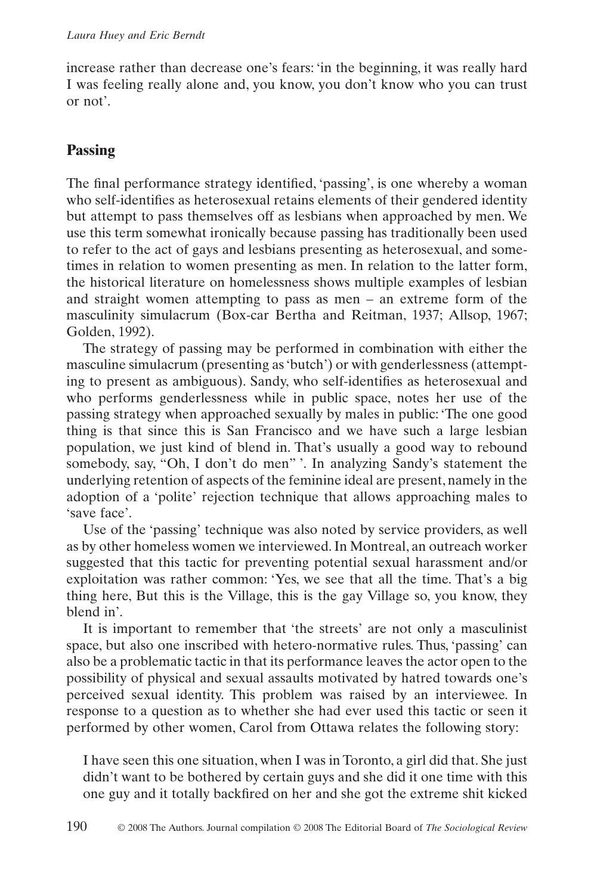increase rather than decrease one's fears: 'in the beginning, it was really hard I was feeling really alone and, you know, you don't know who you can trust or not'.

## Passing

The final performance strategy identified, 'passing', is one whereby a woman who self-identifies as heterosexual retains elements of their gendered identity but attempt to pass themselves off as lesbians when approached by men. We use this term somewhat ironically because passing has traditionally been used to refer to the act of gays and lesbians presenting as heterosexual, and sometimes in relation to women presenting as men. In relation to the latter form, the historical literature on homelessness shows multiple examples of lesbian and straight women attempting to pass as men – an extreme form of the masculinity simulacrum (Box-car Bertha and Reitman, 1937; Allsop, 1967; Golden, 1992).

The strategy of passing may be performed in combination with either the masculine simulacrum (presenting as 'butch') or with genderlessness (attempting to present as ambiguous). Sandy, who self-identifies as heterosexual and who performs genderlessness while in public space, notes her use of the passing strategy when approached sexually by males in public: 'The one good thing is that since this is San Francisco and we have such a large lesbian population, we just kind of blend in. That's usually a good way to rebound somebody, say, "Oh, I don't do men" '. In analyzing Sandy's statement the underlying retention of aspects of the feminine ideal are present, namely in the adoption of a 'polite' rejection technique that allows approaching males to 'save face'.

Use of the 'passing' technique was also noted by service providers, as well as by other homeless women we interviewed. In Montreal, an outreach worker suggested that this tactic for preventing potential sexual harassment and/or exploitation was rather common: 'Yes, we see that all the time. That's a big thing here, But this is the Village, this is the gay Village so, you know, they blend in'.

It is important to remember that 'the streets' are not only a masculinist space, but also one inscribed with hetero-normative rules. Thus, 'passing' can also be a problematic tactic in that its performance leaves the actor open to the possibility of physical and sexual assaults motivated by hatred towards one's perceived sexual identity. This problem was raised by an interviewee. In response to a question as to whether she had ever used this tactic or seen it performed by other women, Carol from Ottawa relates the following story:

> I have seen this one situation, when I was in Toronto, a girl did that. She just didn't want to be bothered by certain guys and she did it one time with this one guy and it totally backfired on her and she got the extreme shit kicked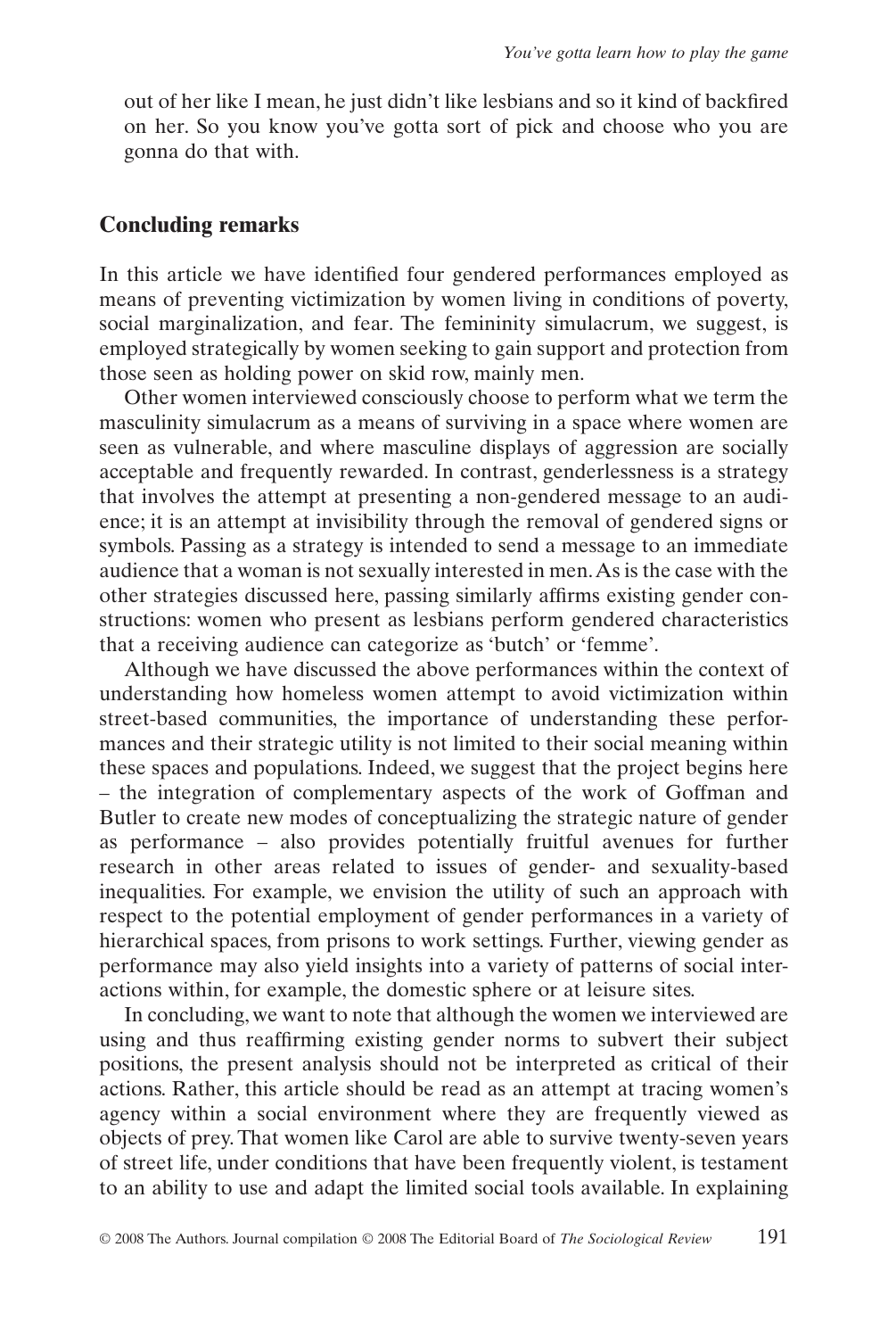out of her like I mean, he just didn't like lesbians and so it kind of backfired on her. So you know you've gotta sort of pick and choose who you are gonna do that with.

## Concluding remarks

In this article we have identified four gendered performances employed as means of preventing victimization by women living in conditions of poverty, social marginalization, and fear. The femininity simulacrum, we suggest, is employed strategically by women seeking to gain support and protection from those seen as holding power on skid row, mainly men.

Other women interviewed consciously choose to perform what we term the masculinity simulacrum as a means of surviving in a space where women are seen as vulnerable, and where masculine displays of aggression are socially acceptable and frequently rewarded. In contrast, genderlessness is a strategy that involves the attempt at presenting a non-gendered message to an audience; it is an attempt at invisibility through the removal of gendered signs or symbols. Passing as a strategy is intended to send a message to an immediate audience that a woman is not sexually interested in men. As is the case with the other strategies discussed here, passing similarly affirms existing gender constructions: women who present as lesbians perform gendered characteristics that a receiving audience can categorize as 'butch' or 'femme'.

Although we have discussed the above performances within the context of understanding how homeless women attempt to avoid victimization within street-based communities, the importance of understanding these performances and their strategic utility is not limited to their social meaning within these spaces and populations. Indeed, we suggest that the project begins here – the integration of complementary aspects of the work of Goffman and Butler to create new modes of conceptualizing the strategic nature of gender as performance – also provides potentially fruitful avenues for further research in other areas related to issues of gender- and sexuality-based inequalities. For example, we envision the utility of such an approach with respect to the potential employment of gender performances in a variety of hierarchical spaces, from prisons to work settings. Further, viewing gender as performance may also yield insights into a variety of patterns of social interactions within, for example, the domestic sphere or at leisure sites.

In concluding, we want to note that although the women we interviewed are using and thus reaffirming existing gender norms to subvert their subject positions, the present analysis should not be interpreted as critical of their actions. Rather, this article should be read as an attempt at tracing women's agency within a social environment where they are frequently viewed as objects of prey. That women like Carol are able to survive twenty-seven years of street life, under conditions that have been frequently violent, is testament to an ability to use and adapt the limited social tools available. In explaining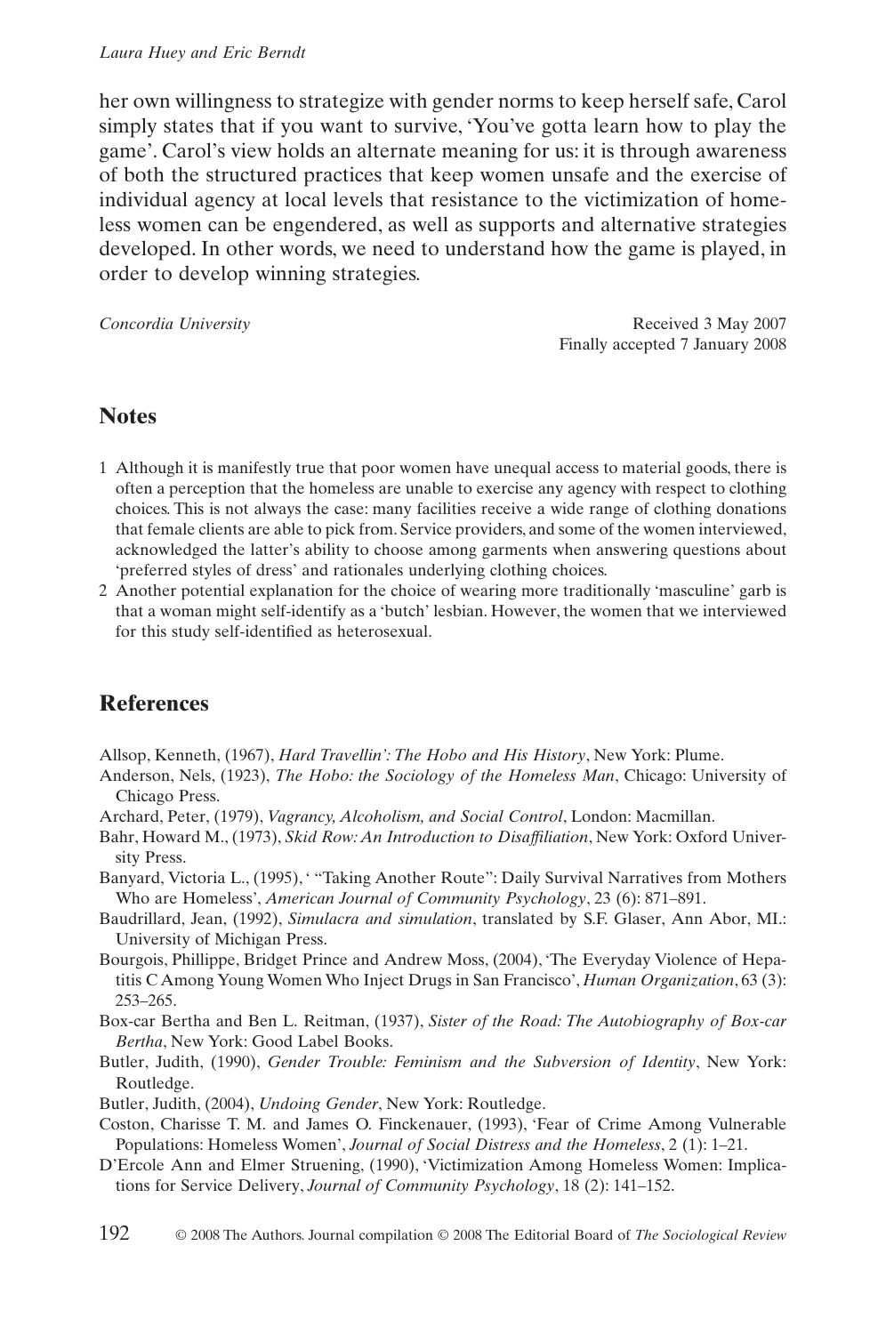her own willingness to strategize with gender norms to keep herself safe, Carol simply states that if you want to survive, 'You've gotta learn how to play the game'. Carol's view holds an alternate meaning for us: it is through awareness of both the structured practices that keep women unsafe and the exercise of individual agency at local levels that resistance to the victimization of homeless women can be engendered, as well as supports and alternative strategies developed. In other words, we need to understand how the game is played, in order to develop winning strategies.

*Concordia University*

Received 3 May 2007
Finally accepted 7 January 2008

## Notes

1 Although it is manifestly true that poor women have unequal access to material goods, there is often a perception that the homeless are unable to exercise any agency with respect to clothing choices. This is not always the case: many facilities receive a wide range of clothing donations that female clients are able to pick from. Service providers, and some of the women interviewed, acknowledged the latter's ability to choose among garments when answering questions about 'preferred styles of dress' and rationales underlying clothing choices.

2 Another potential explanation for the choice of wearing more traditionally 'masculine' garb is that a woman might self-identify as a 'butch' lesbian. However, the women that we interviewed for this study self-identified as heterosexual.

## References

Allsop, Kenneth, (1967), *Hard Travellin': The Hobo and His History*, New York: Plume.

Anderson, Nels, (1923), *The Hobo: the Sociology of the Homeless Man*, Chicago: University of Chicago Press.

Archard, Peter, (1979), *Vagrancy, Alcoholism, and Social Control*, London: Macmillan.

Bahr, Howard M., (1973), *Skid Row: An Introduction to Disaffiliation*, New York: Oxford University Press.

Banyard, Victoria L., (1995), ' "Taking Another Route": Daily Survival Narratives from Mothers Who are Homeless', *American Journal of Community Psychology*, 23 (6): 871–891.

Baudrillard, Jean, (1992), *Simulacra and simulation*, translated by S.F. Glaser, Ann Abor, MI.: University of Michigan Press.

Bourgois, Phillippe, Bridget Prince and Andrew Moss, (2004), 'The Everyday Violence of Hepatitis C Among Young Women Who Inject Drugs in San Francisco', *Human Organization*, 63 (3): 253–265.

Box-car Bertha and Ben L. Reitman, (1937), *Sister of the Road: The Autobiography of Box-car Bertha*, New York: Good Label Books.

Butler, Judith, (1990), *Gender Trouble: Feminism and the Subversion of Identity*, New York: Routledge.

Butler, Judith, (2004), *Undoing Gender*, New York: Routledge.

Coston, Charisse T. M. and James O. Finckenauer, (1993), 'Fear of Crime Among Vulnerable Populations: Homeless Women', *Journal of Social Distress and the Homeless*, 2 (1): 1–21.

D'Ercole Ann and Elmer Struening, (1990), 'Victimization Among Homeless Women: Implications for Service Delivery, *Journal of Community Psychology*, 18 (2): 141–152.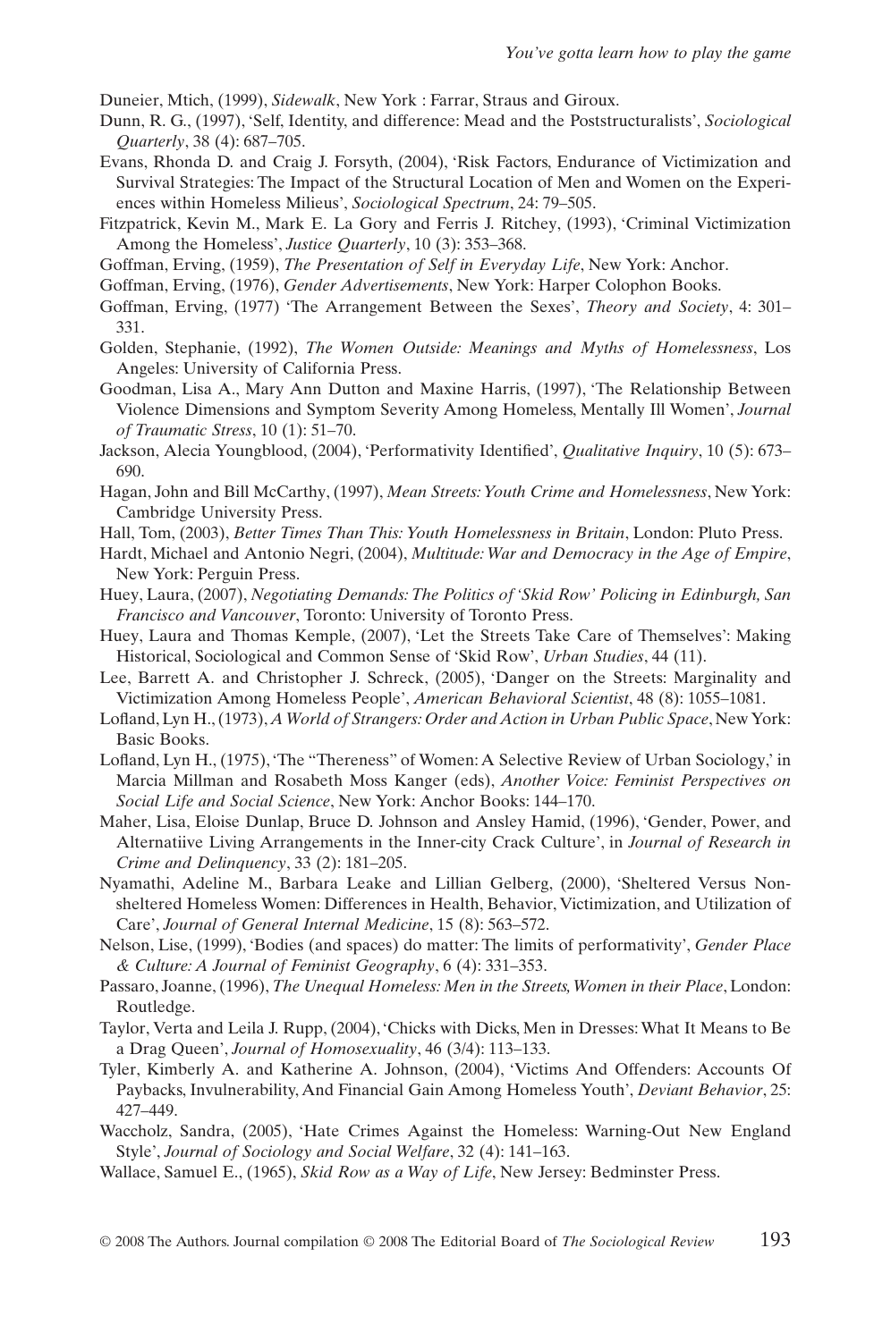Duneier, Mtich, (1999), *Sidewalk*, New York : Farrar, Straus and Giroux.

Dunn, R. G., (1997), 'Self, Identity, and difference: Mead and the Poststructuralists', *Sociological Quarterly*, 38 (4): 687–705.

Evans, Rhonda D. and Craig J. Forsyth, (2004), 'Risk Factors, Endurance of Victimization and Survival Strategies: The Impact of the Structural Location of Men and Women on the Experiences within Homeless Milieus', *Sociological Spectrum*, 24: 79–505.

Fitzpatrick, Kevin M., Mark E. La Gory and Ferris J. Ritchey, (1993), 'Criminal Victimization Among the Homeless', *Justice Quarterly*, 10 (3): 353–368.

Goffman, Erving, (1959), *The Presentation of Self in Everyday Life*, New York: Anchor.

Goffman, Erving, (1976), *Gender Advertisements*, New York: Harper Colophon Books.

Goffman, Erving, (1977) 'The Arrangement Between the Sexes', *Theory and Society*, 4: 301–331.

Golden, Stephanie, (1992), *The Women Outside: Meanings and Myths of Homelessness*, Los Angeles: University of California Press.

Goodman, Lisa A., Mary Ann Dutton and Maxine Harris, (1997), 'The Relationship Between Violence Dimensions and Symptom Severity Among Homeless, Mentally Ill Women', *Journal of Traumatic Stress*, 10 (1): 51–70.

Jackson, Alecia Youngblood, (2004), 'Performativity Identified', *Qualitative Inquiry*, 10 (5): 673–690.

Hagan, John and Bill McCarthy, (1997), *Mean Streets: Youth Crime and Homelessness*, New York: Cambridge University Press.

Hall, Tom, (2003), *Better Times Than This: Youth Homelessness in Britain*, London: Pluto Press.

Hardt, Michael and Antonio Negri, (2004), *Multitude: War and Democracy in the Age of Empire*, New York: Perguin Press.

Huey, Laura, (2007), *Negotiating Demands: The Politics of 'Skid Row' Policing in Edinburgh, San Francisco and Vancouver*, Toronto: University of Toronto Press.

Huey, Laura and Thomas Kemple, (2007), 'Let the Streets Take Care of Themselves': Making Historical, Sociological and Common Sense of 'Skid Row', *Urban Studies*, 44 (11).

Lee, Barrett A. and Christopher J. Schreck, (2005), 'Danger on the Streets: Marginality and Victimization Among Homeless People', *American Behavioral Scientist*, 48 (8): 1055–1081.

Lofland, Lyn H., (1973), *A World of Strangers: Order and Action in Urban Public Space*, New York: Basic Books.

Lofland, Lyn H., (1975), 'The "Thereness" of Women: A Selective Review of Urban Sociology,' in Marcia Millman and Rosabeth Moss Kanger (eds), *Another Voice: Feminist Perspectives on Social Life and Social Science*, New York: Anchor Books: 144–170.

Maher, Lisa, Eloise Dunlap, Bruce D. Johnson and Ansley Hamid, (1996), 'Gender, Power, and Alternatiive Living Arrangements in the Inner-city Crack Culture', in *Journal of Research in Crime and Delinquency*, 33 (2): 181–205.

Nyamathi, Adeline M., Barbara Leake and Lillian Gelberg, (2000), 'Sheltered Versus Nonsheltered Homeless Women: Differences in Health, Behavior, Victimization, and Utilization of Care', *Journal of General Internal Medicine*, 15 (8): 563–572.

Nelson, Lise, (1999), 'Bodies (and spaces) do matter: The limits of performativity', *Gender Place & Culture: A Journal of Feminist Geography*, 6 (4): 331–353.

Passaro, Joanne, (1996), *The Unequal Homeless: Men in the Streets, Women in their Place*, London: Routledge.

Taylor, Verta and Leila J. Rupp, (2004), 'Chicks with Dicks, Men in Dresses: What It Means to Be a Drag Queen', *Journal of Homosexuality*, 46 (3/4): 113–133.

Tyler, Kimberly A. and Katherine A. Johnson, (2004), 'Victims And Offenders: Accounts Of Paybacks, Invulnerability, And Financial Gain Among Homeless Youth', *Deviant Behavior*, 25: 427–449.

Waccholz, Sandra, (2005), 'Hate Crimes Against the Homeless: Warning-Out New England Style', *Journal of Sociology and Social Welfare*, 32 (4): 141–163.

Wallace, Samuel E., (1965), *Skid Row as a Way of Life*, New Jersey: Bedminster Press.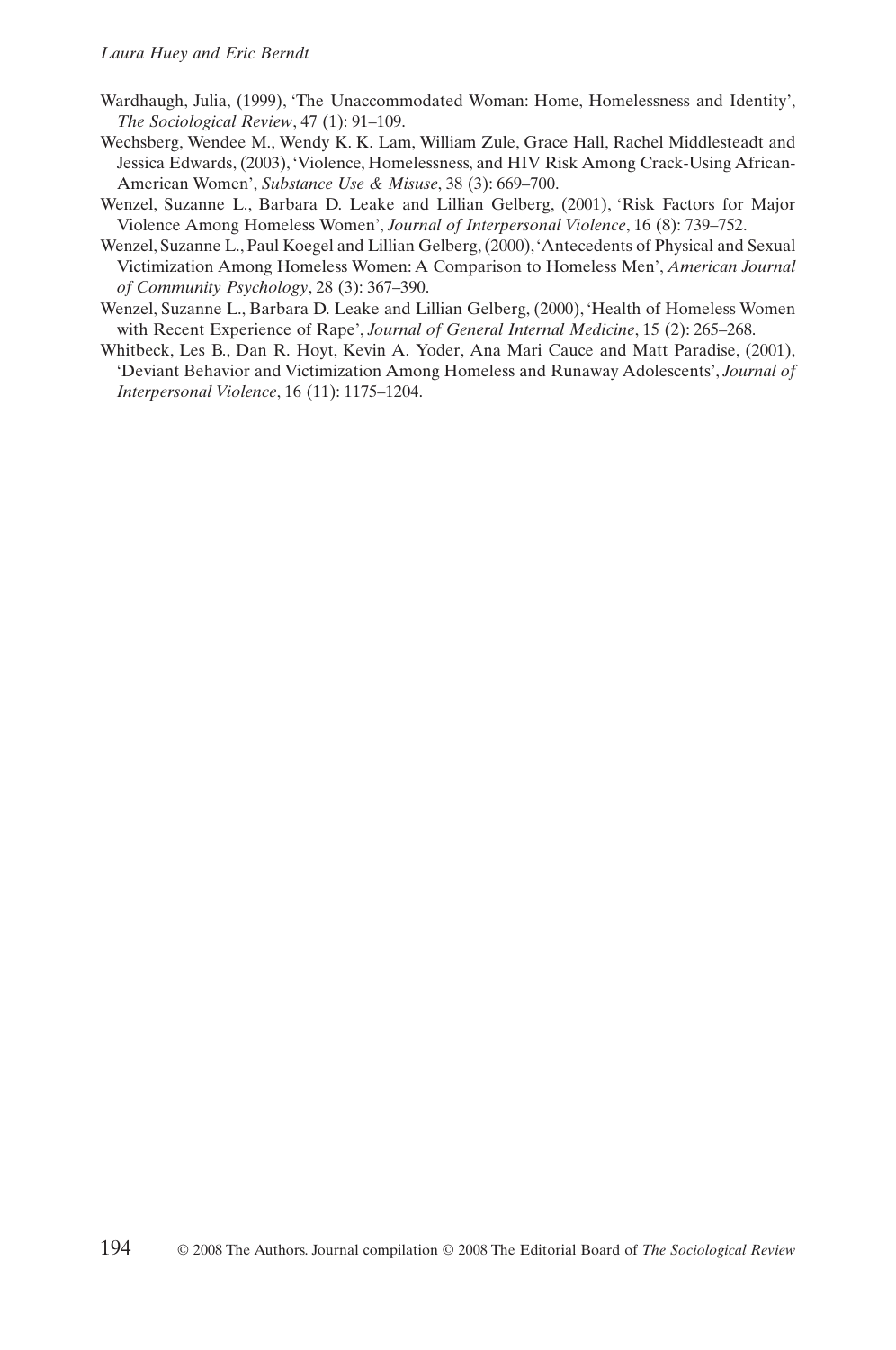Wardhaugh, Julia, (1999), 'The Unaccommodated Woman: Home, Homelessness and Identity', *The Sociological Review*, 47 (1): 91–109.

Wechsberg, Wendee M., Wendy K. K. Lam, William Zule, Grace Hall, Rachel Middlesteadt and Jessica Edwards, (2003), 'Violence, Homelessness, and HIV Risk Among Crack-Using African-American Women', *Substance Use & Misuse*, 38 (3): 669–700.

Wenzel, Suzanne L., Barbara D. Leake and Lillian Gelberg, (2001), 'Risk Factors for Major Violence Among Homeless Women', *Journal of Interpersonal Violence*, 16 (8): 739–752.

Wenzel, Suzanne L., Paul Koegel and Lillian Gelberg, (2000), 'Antecedents of Physical and Sexual Victimization Among Homeless Women: A Comparison to Homeless Men', *American Journal of Community Psychology*, 28 (3): 367–390.

Wenzel, Suzanne L., Barbara D. Leake and Lillian Gelberg, (2000), 'Health of Homeless Women with Recent Experience of Rape', *Journal of General Internal Medicine*, 15 (2): 265–268.

Whitbeck, Les B., Dan R. Hoyt, Kevin A. Yoder, Ana Mari Cauce and Matt Paradise, (2001), 'Deviant Behavior and Victimization Among Homeless and Runaway Adolescents', *Journal of Interpersonal Violence*, 16 (11): 1175–1204.